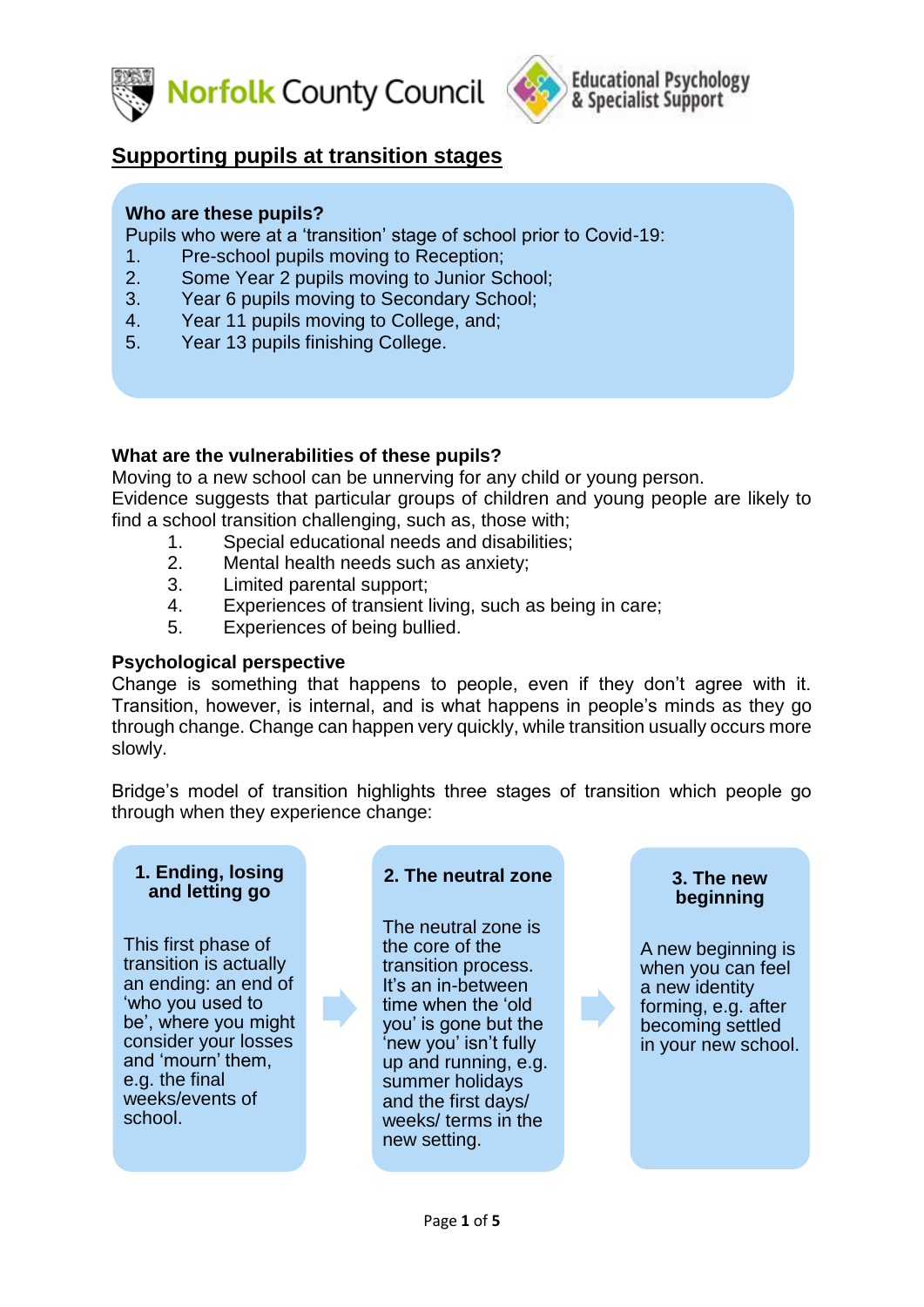Norfolk County Council — Educational Psychology & Specialist Support

# Supporting pupils at transition stages

**Who are these pupils?**

Pupils who were at a 'transition' stage of school prior to Covid-19:

1. Pre-school pupils moving to Reception;
2. Some Year 2 pupils moving to Junior School;
3. Year 6 pupils moving to Secondary School;
4. Year 11 pupils moving to College, and;
5. Year 13 pupils finishing College.

**What are the vulnerabilities of these pupils?**

Moving to a new school can be unnerving for any child or young person.
Evidence suggests that particular groups of children and young people are likely to find a school transition challenging, such as, those with;

1. Special educational needs and disabilities;
2. Mental health needs such as anxiety;
3. Limited parental support;
4. Experiences of transient living, such as being in care;
5. Experiences of being bullied.

**Psychological perspective**

Change is something that happens to people, even if they don't agree with it. Transition, however, is internal, and is what happens in people's minds as they go through change. Change can happen very quickly, while transition usually occurs more slowly.

Bridge's model of transition highlights three stages of transition which people go through when they experience change:

**1. Ending, losing and letting go**

This first phase of transition is actually an ending: an end of 'who you used to be', where you might consider your losses and 'mourn' them, e.g. the final weeks/events of school.

**2. The neutral zone**

The neutral zone is the core of the transition process. It's an in-between time when the 'old you' is gone but the 'new you' isn't fully up and running, e.g. summer holidays and the first days/ weeks/ terms in the new setting.

**3. The new beginning**

A new beginning is when you can feel a new identity forming, e.g. after becoming settled in your new school.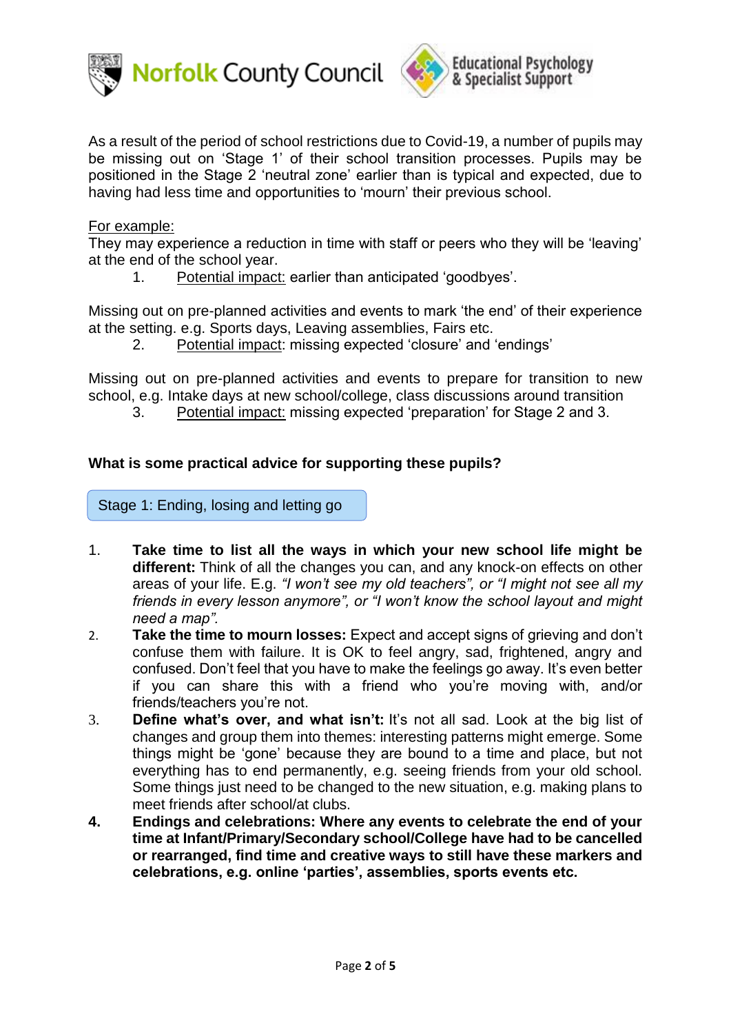As a result of the period of school restrictions due to Covid-19, a number of pupils may be missing out on 'Stage 1' of their school transition processes. Pupils may be positioned in the Stage 2 'neutral zone' earlier than is typical and expected, due to having had less time and opportunities to 'mourn' their previous school.

For example:

They may experience a reduction in time with staff or peers who they will be 'leaving' at the end of the school year.

1. Potential impact: earlier than anticipated 'goodbyes'.

Missing out on pre-planned activities and events to mark 'the end' of their experience at the setting. e.g. Sports days, Leaving assemblies, Fairs etc.

2. Potential impact: missing expected 'closure' and 'endings'

Missing out on pre-planned activities and events to prepare for transition to new school, e.g. Intake days at new school/college, class discussions around transition

3. Potential impact: missing expected 'preparation' for Stage 2 and 3.

**What is some practical advice for supporting these pupils?**

### Stage 1: Ending, losing and letting go

1. **Take time to list all the ways in which your new school life might be different:** Think of all the changes you can, and any knock-on effects on other areas of your life. E.g. *"I won't see my old teachers", or "I might not see all my friends in every lesson anymore", or "I won't know the school layout and might need a map".*
2. **Take the time to mourn losses:** Expect and accept signs of grieving and don't confuse them with failure. It is OK to feel angry, sad, frightened, angry and confused. Don't feel that you have to make the feelings go away. It's even better if you can share this with a friend who you're moving with, and/or friends/teachers you're not.
3. **Define what's over, and what isn't:** It's not all sad. Look at the big list of changes and group them into themes: interesting patterns might emerge. Some things might be 'gone' because they are bound to a time and place, but not everything has to end permanently, e.g. seeing friends from your old school. Some things just need to be changed to the new situation, e.g. making plans to meet friends after school/at clubs.
4. **Endings and celebrations: Where any events to celebrate the end of your time at Infant/Primary/Secondary school/College have had to be cancelled or rearranged, find time and creative ways to still have these markers and celebrations, e.g. online 'parties', assemblies, sports events etc.**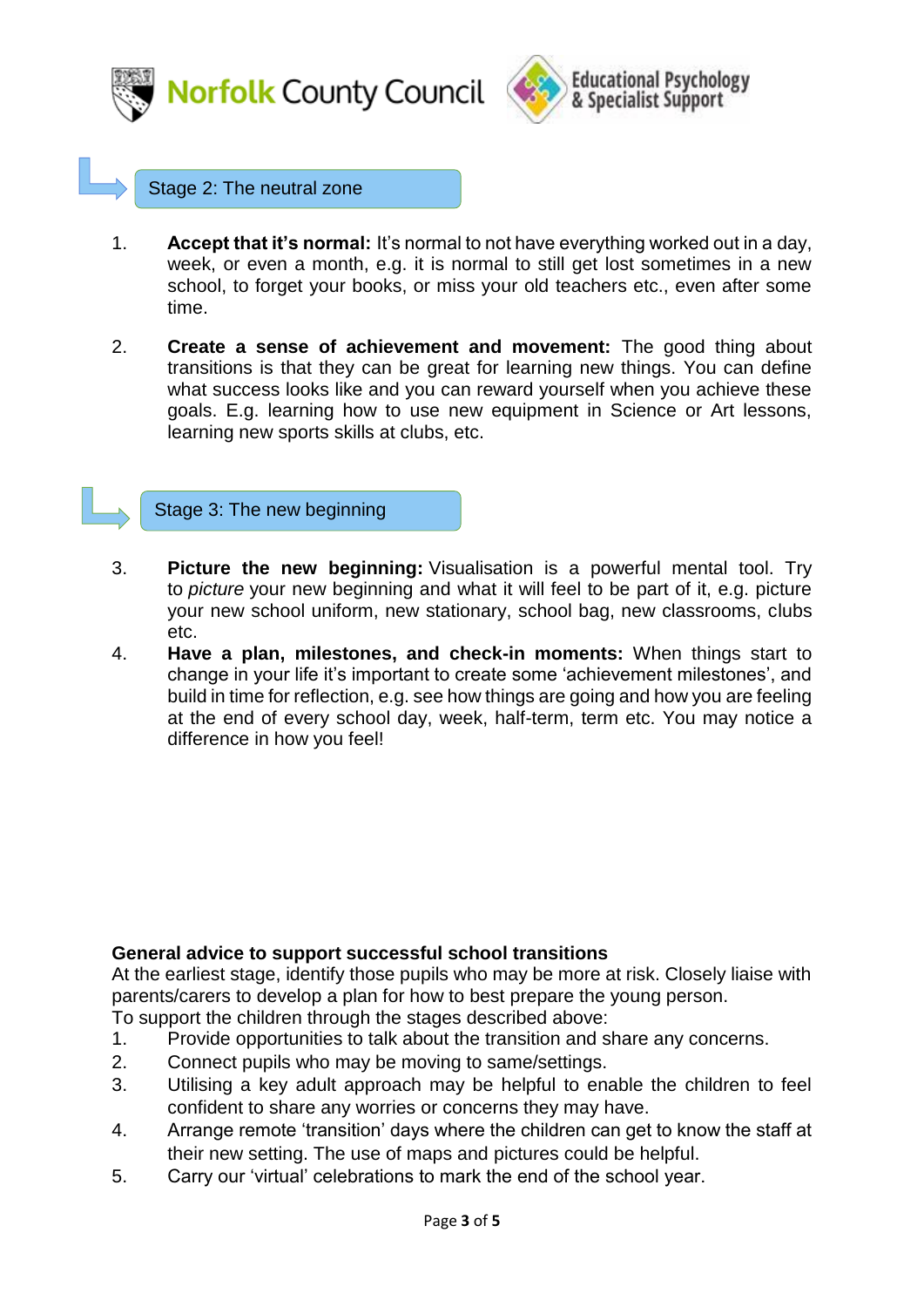## Stage 2: The neutral zone

1. **Accept that it's normal:** It's normal to not have everything worked out in a day, week, or even a month, e.g. it is normal to still get lost sometimes in a new school, to forget your books, or miss your old teachers etc., even after some time.

2. **Create a sense of achievement and movement:** The good thing about transitions is that they can be great for learning new things. You can define what success looks like and you can reward yourself when you achieve these goals. E.g. learning how to use new equipment in Science or Art lessons, learning new sports skills at clubs, etc.

## Stage 3: The new beginning

3. **Picture the new beginning:** Visualisation is a powerful mental tool. Try to *picture* your new beginning and what it will feel to be part of it, e.g. picture your new school uniform, new stationary, school bag, new classrooms, clubs etc.
4. **Have a plan, milestones, and check-in moments:** When things start to change in your life it's important to create some 'achievement milestones', and build in time for reflection, e.g. see how things are going and how you are feeling at the end of every school day, week, half-term, term etc. You may notice a difference in how you feel!

**General advice to support successful school transitions**

At the earliest stage, identify those pupils who may be more at risk. Closely liaise with parents/carers to develop a plan for how to best prepare the young person.

To support the children through the stages described above:

1. Provide opportunities to talk about the transition and share any concerns.
2. Connect pupils who may be moving to same/settings.
3. Utilising a key adult approach may be helpful to enable the children to feel confident to share any worries or concerns they may have.
4. Arrange remote 'transition' days where the children can get to know the staff at their new setting. The use of maps and pictures could be helpful.
5. Carry our 'virtual' celebrations to mark the end of the school year.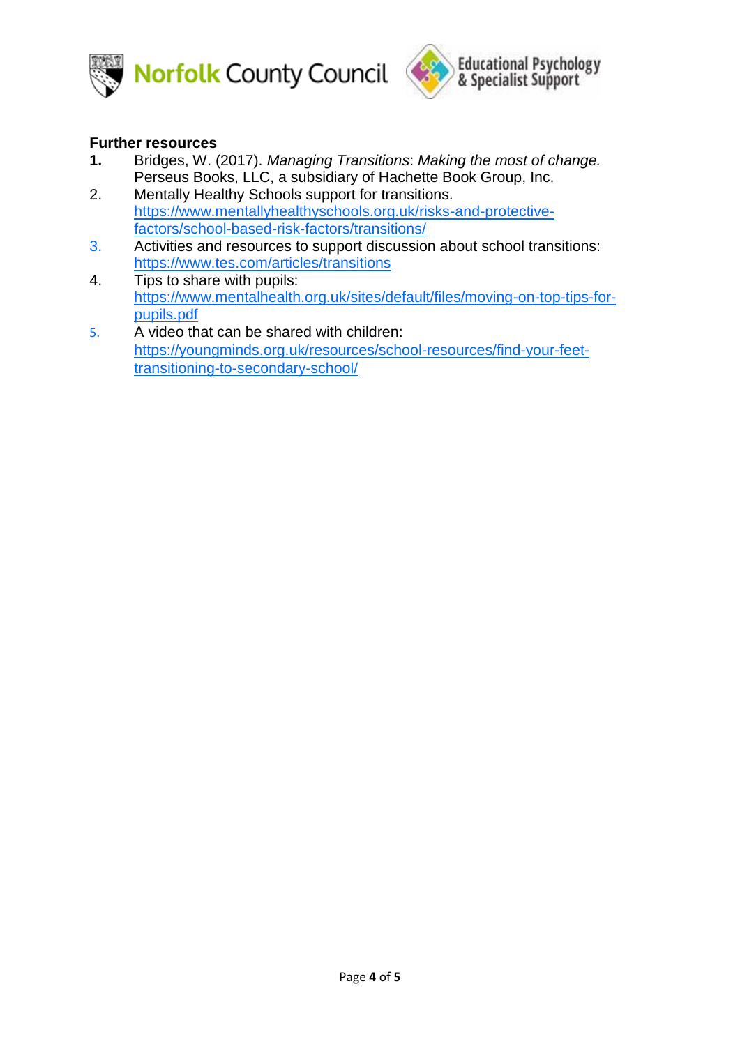**Further resources**

1. Bridges, W. (2017). *Managing Transitions*: *Making the most of change.* Perseus Books, LLC, a subsidiary of Hachette Book Group, Inc.
2. Mentally Healthy Schools support for transitions. https://www.mentallyhealthyschools.org.uk/risks-and-protective-factors/school-based-risk-factors/transitions/
3. Activities and resources to support discussion about school transitions: https://www.tes.com/articles/transitions
4. Tips to share with pupils: https://www.mentalhealth.org.uk/sites/default/files/moving-on-top-tips-for-pupils.pdf
5. A video that can be shared with children: https://youngminds.org.uk/resources/school-resources/find-your-feet-transitioning-to-secondary-school/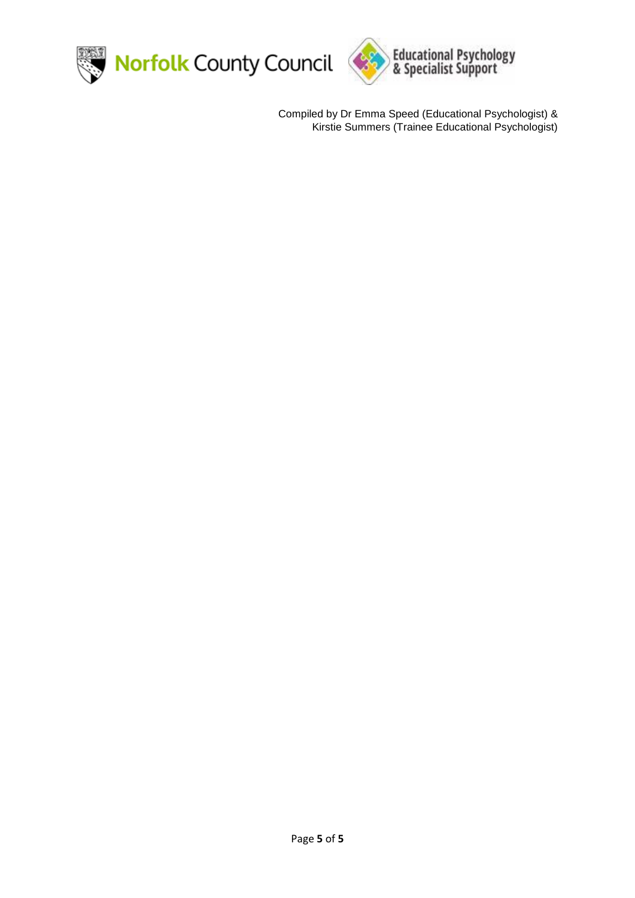Compiled by Dr Emma Speed (Educational Psychologist) & Kirstie Summers (Trainee Educational Psychologist)